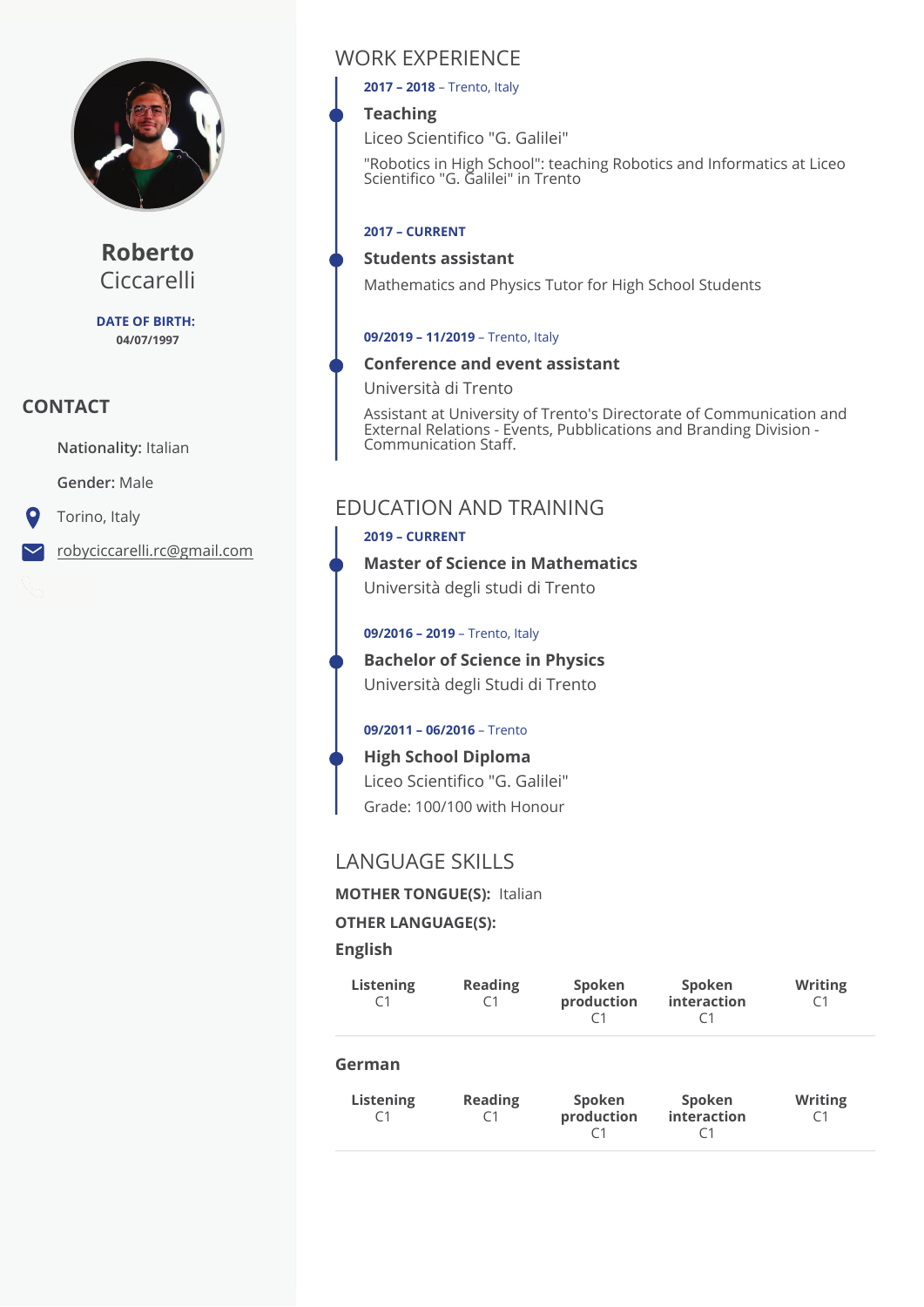# Roberto Ciccarelli

**DATE OF BIRTH:** 04/07/1997

## CONTACT

**Nationality:** Italian

**Gender:** Male

Torino, Italy

robyciccarelli.rc@gmail.com

## WORK EXPERIENCE

**2017 – 2018** – Trento, Italy

### Teaching

Liceo Scientifico "G. Galilei"

"Robotics in High School": teaching Robotics and Informatics at Liceo Scientifico "G. Galilei" in Trento

**2017 – CURRENT**

### Students assistant

Mathematics and Physics Tutor for High School Students

**09/2019 – 11/2019** – Trento, Italy

### Conference and event assistant

Università di Trento

Assistant at University of Trento's Directorate of Communication and External Relations - Events, Pubblications and Branding Division - Communication Staff.

## EDUCATION AND TRAINING

**2019 – CURRENT**

### Master of Science in Mathematics

Università degli studi di Trento

**09/2016 – 2019** – Trento, Italy

### Bachelor of Science in Physics

Università degli Studi di Trento

**09/2011 – 06/2016** – Trento

### High School Diploma

Liceo Scientifico "G. Galilei"

Grade: 100/100 with Honour

## LANGUAGE SKILLS

**MOTHER TONGUE(S):** Italian

**OTHER LANGUAGE(S):**

### English

| Listening | Reading | Spoken production | Spoken interaction | Writing |
|---|---|---|---|---|
| C1 | C1 | C1 | C1 | C1 |

### German

| Listening | Reading | Spoken production | Spoken interaction | Writing |
|---|---|---|---|---|
| C1 | C1 | C1 | C1 | C1 |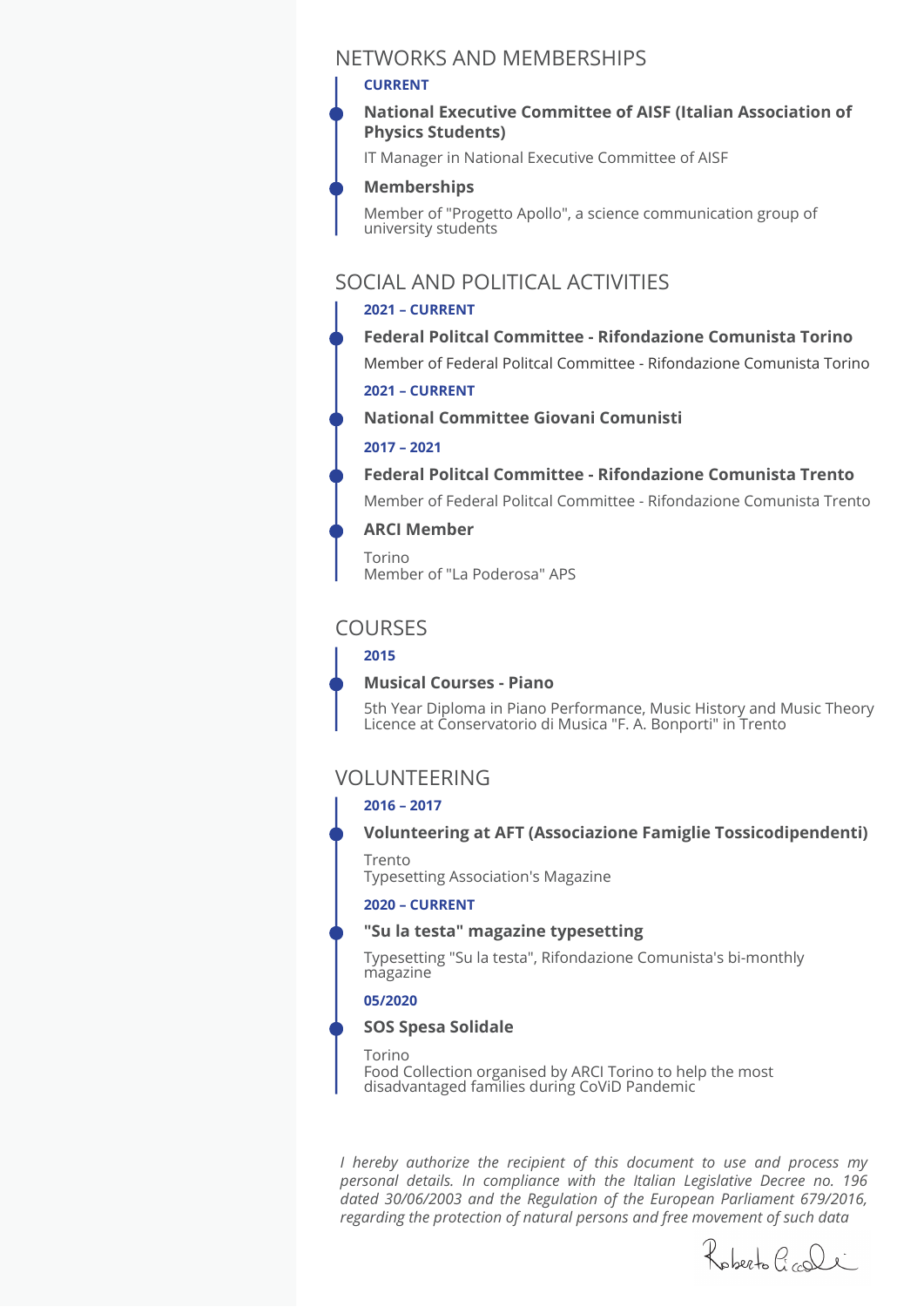## NETWORKS AND MEMBERSHIPS

**CURRENT**

### National Executive Committee of AISF (Italian Association of Physics Students)

IT Manager in National Executive Committee of AISF

### Memberships

Member of "Progetto Apollo", a science communication group of university students

## SOCIAL AND POLITICAL ACTIVITIES

**2021 – CURRENT**

### Federal Politcal Committee - Rifondazione Comunista Torino

Member of Federal Politcal Committee - Rifondazione Comunista Torino

**2021 – CURRENT**

### National Committee Giovani Comunisti

**2017 – 2021**

### Federal Politcal Committee - Rifondazione Comunista Trento

Member of Federal Politcal Committee - Rifondazione Comunista Trento

### ARCI Member

Torino
Member of "La Poderosa" APS

## COURSES

**2015**

### Musical Courses - Piano

5th Year Diploma in Piano Performance, Music History and Music Theory Licence at Conservatorio di Musica "F. A. Bonporti" in Trento

## VOLUNTEERING

**2016 – 2017**

### Volunteering at AFT (Associazione Famiglie Tossicodipendenti)

Trento
Typesetting Association's Magazine

**2020 – CURRENT**

### "Su la testa" magazine typesetting

Typesetting "Su la testa", Rifondazione Comunista's bi-monthly magazine

**05/2020**

### SOS Spesa Solidale

Torino
Food Collection organised by ARCI Torino to help the most disadvantaged families during CoViD Pandemic

*I hereby authorize the recipient of this document to use and process my personal details. In compliance with the Italian Legislative Decree no. 196 dated 30/06/2003 and the Regulation of the European Parliament 679/2016, regarding the protection of natural persons and free movement of such data*